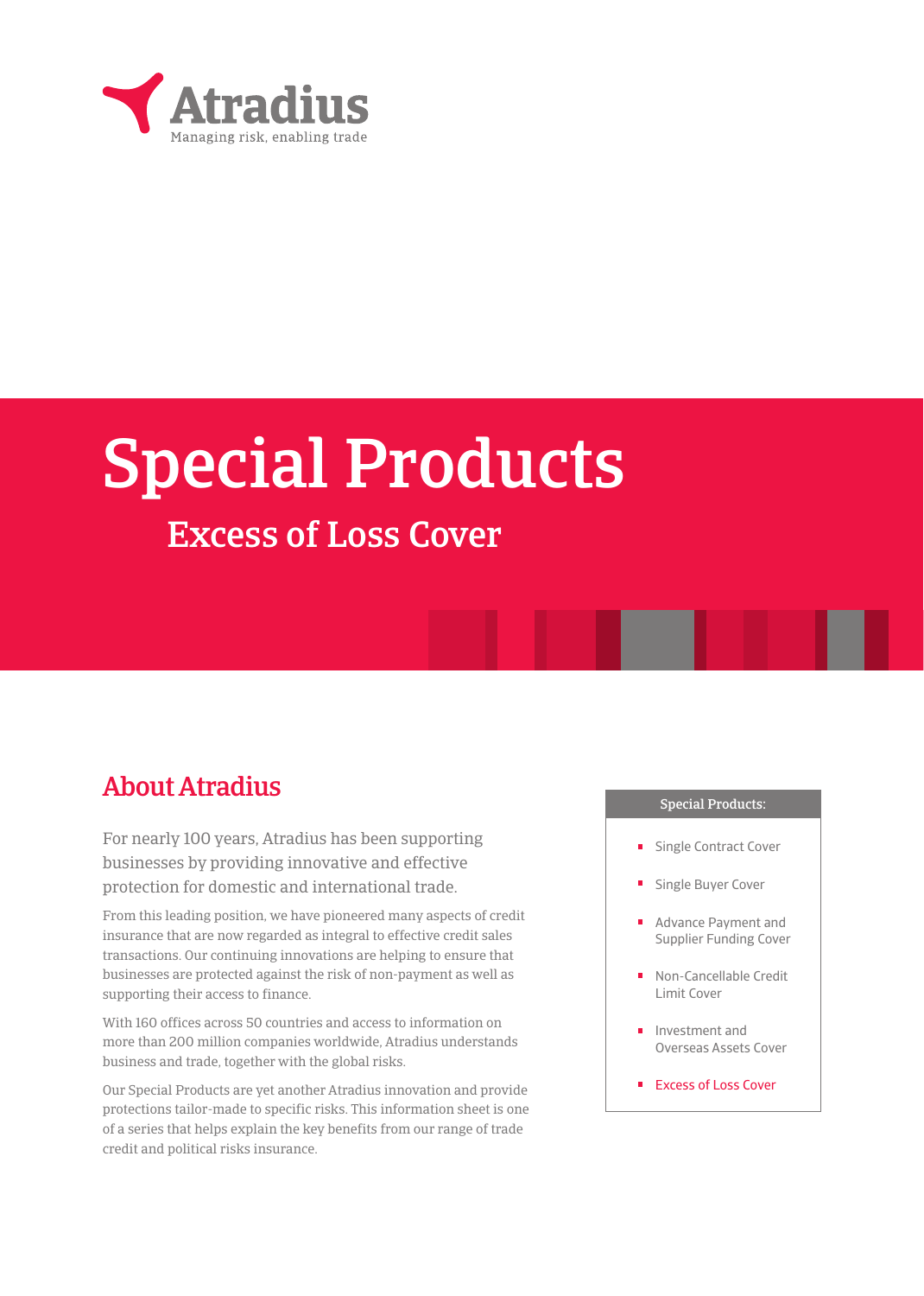Atradius

Managing risk, enabling trade

# Special Products

## Excess of Loss Cover

## About Atradius

For nearly 100 years, Atradius has been supporting businesses by providing innovative and effective protection for domestic and international trade.

From this leading position, we have pioneered many aspects of credit insurance that are now regarded as integral to effective credit sales transactions. Our continuing innovations are helping to ensure that businesses are protected against the risk of non-payment as well as supporting their access to finance.

With 160 offices across 50 countries and access to information on more than 200 million companies worldwide, Atradius understands business and trade, together with the global risks.

Our Special Products are yet another Atradius innovation and provide protections tailor-made to specific risks. This information sheet is one of a series that helps explain the key benefits from our range of trade credit and political risks insurance.

**Special Products:**

- Single Contract Cover
- Single Buyer Cover
- Advance Payment and Supplier Funding Cover
- Non-Cancellable Credit Limit Cover
- Investment and Overseas Assets Cover
- Excess of Loss Cover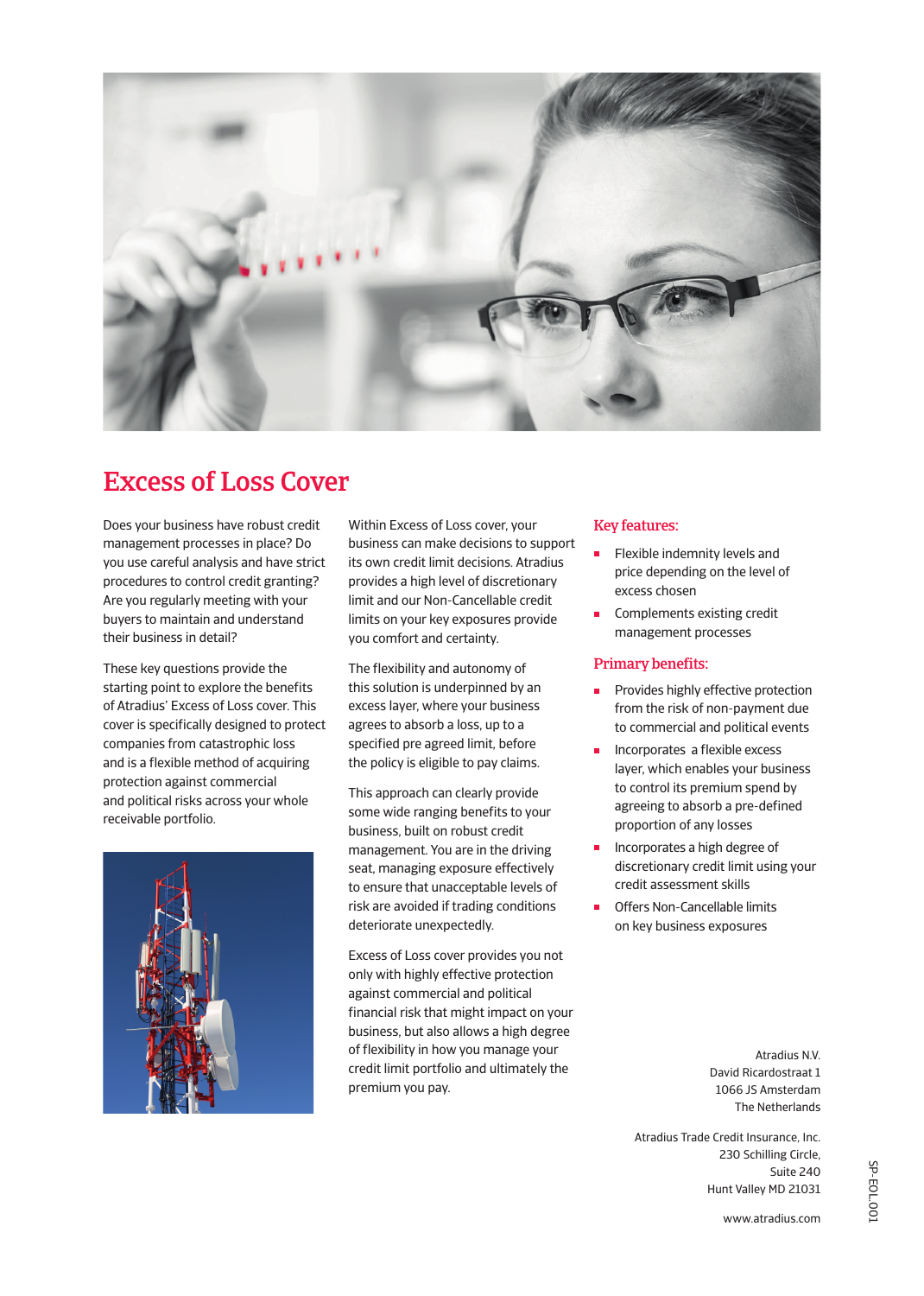# Excess of Loss Cover

Does your business have robust credit management processes in place? Do you use careful analysis and have strict procedures to control credit granting? Are you regularly meeting with your buyers to maintain and understand their business in detail?

These key questions provide the starting point to explore the benefits of Atradius' Excess of Loss cover. This cover is specifically designed to protect companies from catastrophic loss and is a flexible method of acquiring protection against commercial and political risks across your whole receivable portfolio.

Within Excess of Loss cover, your business can make decisions to support its own credit limit decisions. Atradius provides a high level of discretionary limit and our Non-Cancellable credit limits on your key exposures provide you comfort and certainty.

The flexibility and autonomy of this solution is underpinned by an excess layer, where your business agrees to absorb a loss, up to a specified pre agreed limit, before the policy is eligible to pay claims.

This approach can clearly provide some wide ranging benefits to your business, built on robust credit management. You are in the driving seat, managing exposure effectively to ensure that unacceptable levels of risk are avoided if trading conditions deteriorate unexpectedly.

Excess of Loss cover provides you not only with highly effective protection against commercial and political financial risk that might impact on your business, but also allows a high degree of flexibility in how you manage your credit limit portfolio and ultimately the premium you pay.

## Key features:

- Flexible indemnity levels and price depending on the level of excess chosen
- Complements existing credit management processes

## Primary benefits:

- Provides highly effective protection from the risk of non-payment due to commercial and political events
- Incorporates a flexible excess layer, which enables your business to control its premium spend by agreeing to absorb a pre-defined proportion of any losses
- Incorporates a high degree of discretionary credit limit using your credit assessment skills
- Offers Non-Cancellable limits on key business exposures

Atradius N.V.
David Ricardostraat 1
1066 JS Amsterdam
The Netherlands

Atradius Trade Credit Insurance, Inc.
230 Schilling Circle,
Suite 240
Hunt Valley MD 21031

www.atradius.com

SP-EOL.001